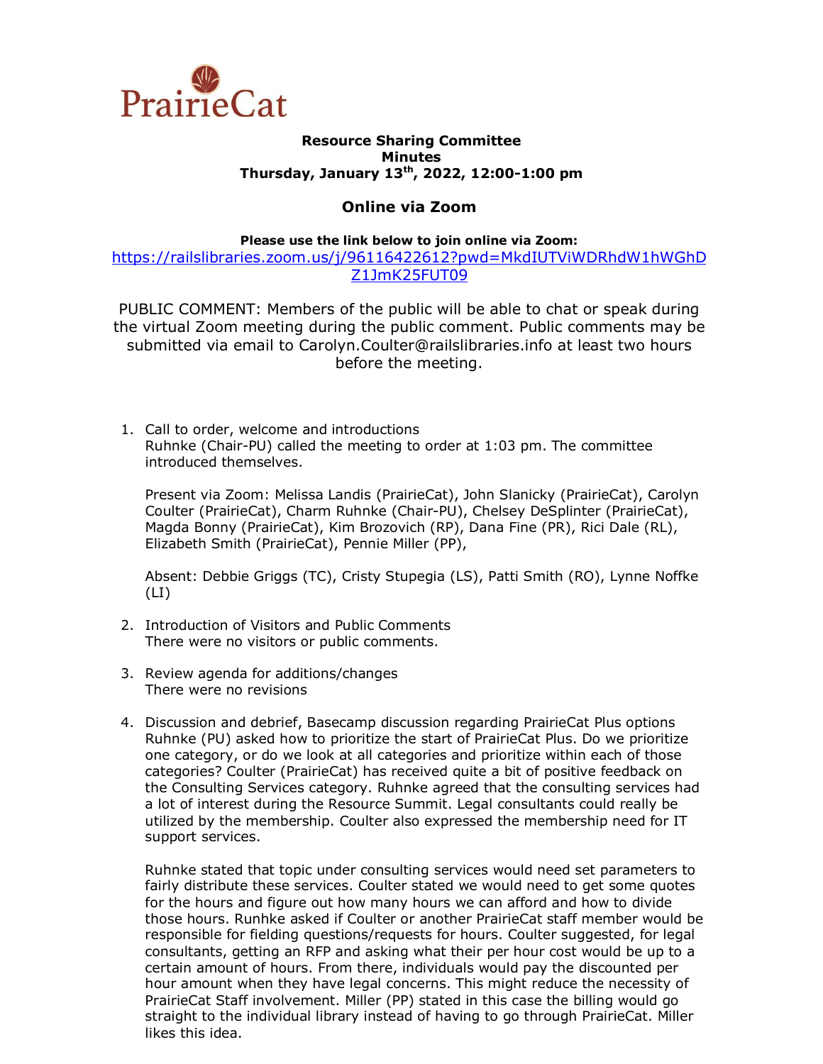PrairieCat

**Resource Sharing Committee**
**Minutes**
**Thursday, January 13th, 2022, 12:00-1:00 pm**

## Online via Zoom

**Please use the link below to join online via Zoom:**
https://railslibraries.zoom.us/j/96116422612?pwd=MkdIUTViWDRhdW1hWGhDZ1JmK25FUT09

PUBLIC COMMENT: Members of the public will be able to chat or speak during the virtual Zoom meeting during the public comment. Public comments may be submitted via email to Carolyn.Coulter@railslibraries.info at least two hours before the meeting.

1. Call to order, welcome and introductions
   Ruhnke (Chair-PU) called the meeting to order at 1:03 pm. The committee introduced themselves.

   Present via Zoom: Melissa Landis (PrairieCat), John Slanicky (PrairieCat), Carolyn Coulter (PrairieCat), Charm Ruhnke (Chair-PU), Chelsey DeSplinter (PrairieCat), Magda Bonny (PrairieCat), Kim Brozovich (RP), Dana Fine (PR), Rici Dale (RL), Elizabeth Smith (PrairieCat), Pennie Miller (PP),

   Absent: Debbie Griggs (TC), Cristy Stupegia (LS), Patti Smith (RO), Lynne Noffke (LI)

2. Introduction of Visitors and Public Comments
   There were no visitors or public comments.

3. Review agenda for additions/changes
   There were no revisions

4. Discussion and debrief, Basecamp discussion regarding PrairieCat Plus options
   Ruhnke (PU) asked how to prioritize the start of PrairieCat Plus. Do we prioritize one category, or do we look at all categories and prioritize within each of those categories? Coulter (PrairieCat) has received quite a bit of positive feedback on the Consulting Services category. Ruhnke agreed that the consulting services had a lot of interest during the Resource Summit. Legal consultants could really be utilized by the membership. Coulter also expressed the membership need for IT support services.

   Ruhnke stated that topic under consulting services would need set parameters to fairly distribute these services. Coulter stated we would need to get some quotes for the hours and figure out how many hours we can afford and how to divide those hours. Ruhnke asked if Coulter or another PrairieCat staff member would be responsible for fielding questions/requests for hours. Coulter suggested, for legal consultants, getting an RFP and asking what their per hour cost would be up to a certain amount of hours. From there, individuals would pay the discounted per hour amount when they have legal concerns. This might reduce the necessity of PrairieCat Staff involvement. Miller (PP) stated in this case the billing would go straight to the individual library instead of having to go through PrairieCat. Miller likes this idea.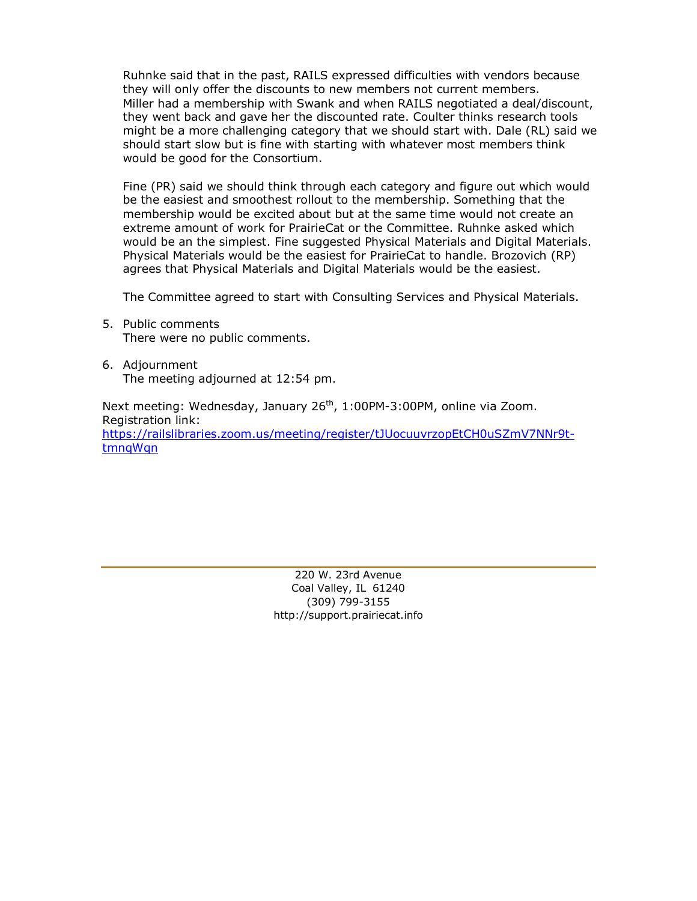Ruhnke said that in the past, RAILS expressed difficulties with vendors because they will only offer the discounts to new members not current members. Miller had a membership with Swank and when RAILS negotiated a deal/discount, they went back and gave her the discounted rate. Coulter thinks research tools might be a more challenging category that we should start with. Dale (RL) said we should start slow but is fine with starting with whatever most members think would be good for the Consortium.

Fine (PR) said we should think through each category and figure out which would be the easiest and smoothest rollout to the membership. Something that the membership would be excited about but at the same time would not create an extreme amount of work for PrairieCat or the Committee. Ruhnke asked which would be an the simplest. Fine suggested Physical Materials and Digital Materials. Physical Materials would be the easiest for PrairieCat to handle. Brozovich (RP) agrees that Physical Materials and Digital Materials would be the easiest.

The Committee agreed to start with Consulting Services and Physical Materials.

5. Public comments
   There were no public comments.

6. Adjournment
   The meeting adjourned at 12:54 pm.

Next meeting: Wednesday, January 26th, 1:00PM-3:00PM, online via Zoom.
Registration link:
https://railslibraries.zoom.us/meeting/register/tJUocuuvrzopEtCH0uSZmV7NNr9t-tmnqWqn

220 W. 23rd Avenue
Coal Valley, IL 61240
(309) 799-3155
http://support.prairiecat.info